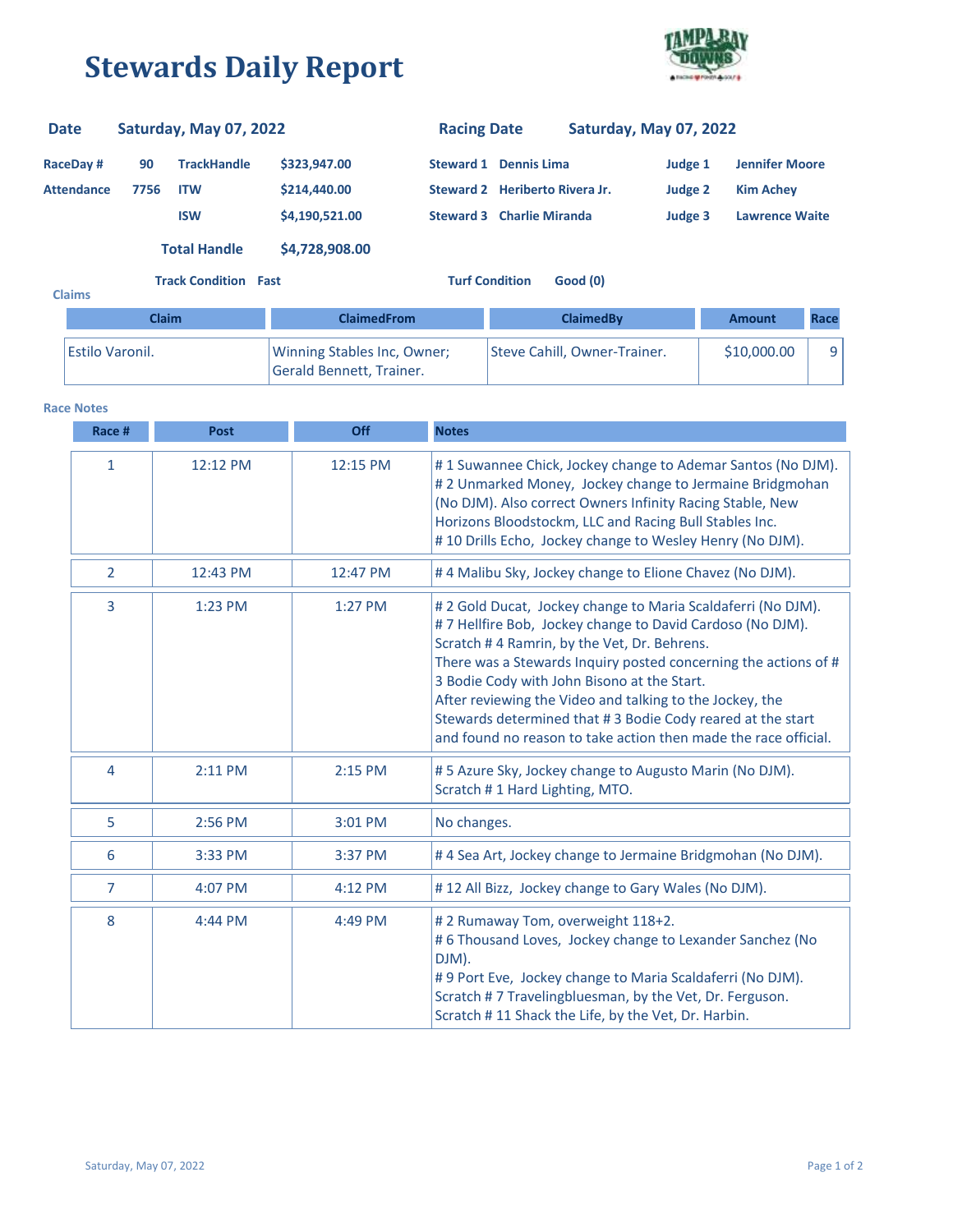# Stewards Daily Report

**Date** Saturday, May 07, 2022 **Racing Date** Saturday, May 07, 2022

| | | | | | | | |
|---|---|---|---|---|---|---|---|
| **RaceDay #** | **90** | **TrackHandle** | **$323,947.00** | **Steward 1** | **Dennis Lima** | **Judge 1** | **Jennifer Moore** |
| **Attendance** | **7756** | **ITW** | **$214,440.00** | **Steward 2** | **Heriberto Rivera Jr.** | **Judge 2** | **Kim Achey** |
| | | **ISW** | **$4,190,521.00** | **Steward 3** | **Charlie Miranda** | **Judge 3** | **Lawrence Waite** |

**Total Handle** **$4,728,908.00**

**Track Condition** Fast **Turf Condition** Good (0)

**Claims**

| Claim | ClaimedFrom | ClaimedBy | Amount | Race |
|---|---|---|---|---|
| Estilo Varonil. | Winning Stables Inc, Owner; Gerald Bennett, Trainer. | Steve Cahill, Owner-Trainer. | $10,000.00 | 9 |

**Race Notes**

| Race # | Post | Off | Notes |
|---|---|---|---|
| 1 | 12:12 PM | 12:15 PM | # 1 Suwannee Chick, Jockey change to Ademar Santos (No DJM).<br># 2 Unmarked Money, Jockey change to Jermaine Bridgmohan (No DJM). Also correct Owners Infinity Racing Stable, New Horizons Bloodstockm, LLC and Racing Bull Stables Inc.<br># 10 Drills Echo, Jockey change to Wesley Henry (No DJM). |
| 2 | 12:43 PM | 12:47 PM | # 4 Malibu Sky, Jockey change to Elione Chavez (No DJM). |
| 3 | 1:23 PM | 1:27 PM | # 2 Gold Ducat, Jockey change to Maria Scaldaferri (No DJM).<br># 7 Hellfire Bob, Jockey change to David Cardoso (No DJM).<br>Scratch # 4 Ramrin, by the Vet, Dr. Behrens.<br>There was a Stewards Inquiry posted concerning the actions of # 3 Bodie Cody with John Bisono at the Start.<br>After reviewing the Video and talking to the Jockey, the Stewards determined that # 3 Bodie Cody reared at the start and found no reason to take action then made the race official. |
| 4 | 2:11 PM | 2:15 PM | # 5 Azure Sky, Jockey change to Augusto Marin (No DJM).<br>Scratch # 1 Hard Lighting, MTO. |
| 5 | 2:56 PM | 3:01 PM | No changes. |
| 6 | 3:33 PM | 3:37 PM | # 4 Sea Art, Jockey change to Jermaine Bridgmohan (No DJM). |
| 7 | 4:07 PM | 4:12 PM | # 12 All Bizz, Jockey change to Gary Wales (No DJM). |
| 8 | 4:44 PM | 4:49 PM | # 2 Rumaway Tom, overweight 118+2.<br># 6 Thousand Loves, Jockey change to Lexander Sanchez (No DJM).<br># 9 Port Eve, Jockey change to Maria Scaldaferri (No DJM).<br>Scratch # 7 Travelingbluesman, by the Vet, Dr. Ferguson.<br>Scratch # 11 Shack the Life, by the Vet, Dr. Harbin. |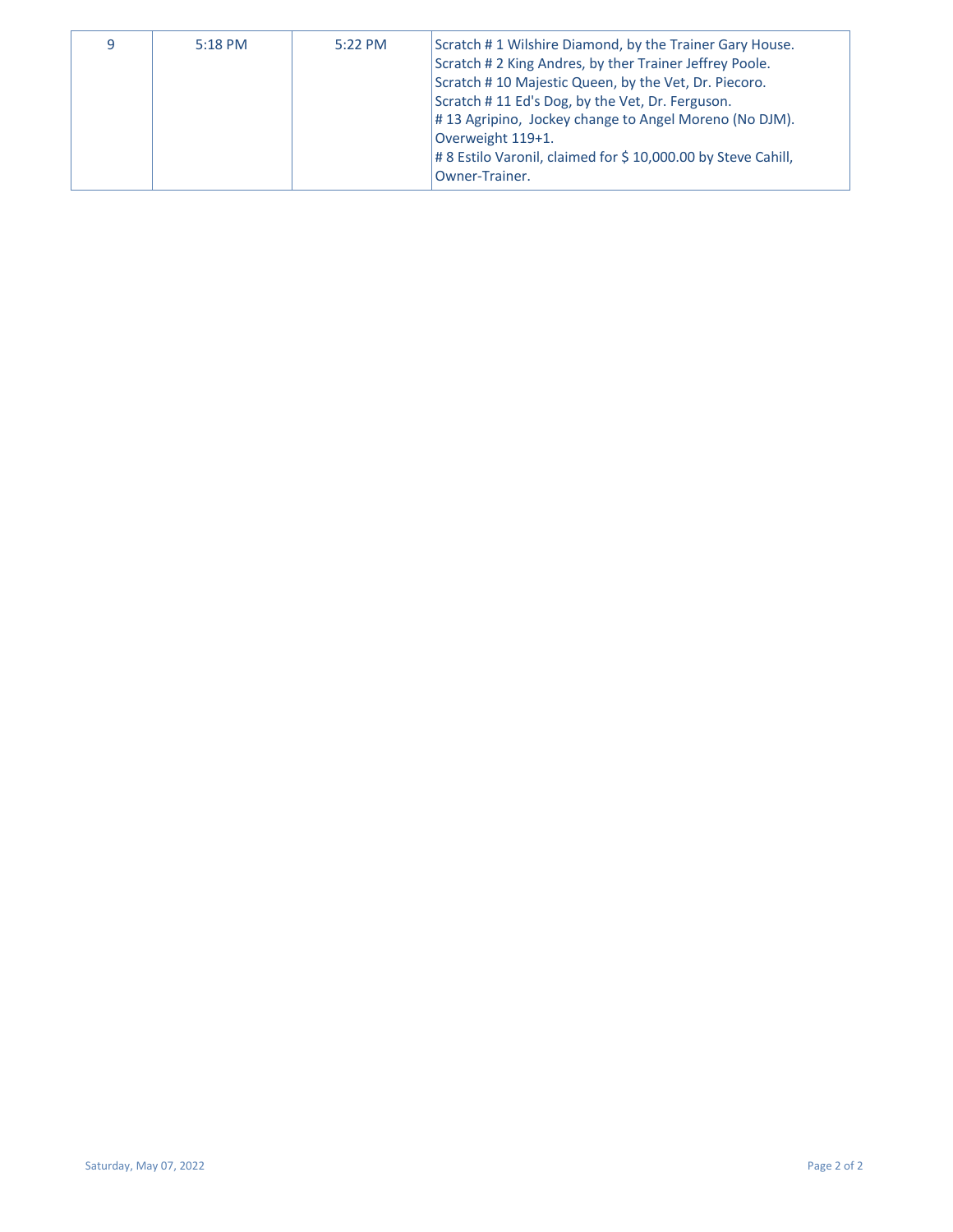| | | | |
|---|---|---|---|
| 9 | 5:18 PM | 5:22 PM | Scratch # 1 Wilshire Diamond, by the Trainer Gary House.<br>Scratch # 2 King Andres, by ther Trainer Jeffrey Poole.<br>Scratch # 10 Majestic Queen, by the Vet, Dr. Piecoro.<br>Scratch # 11 Ed's Dog, by the Vet, Dr. Ferguson.<br># 13 Agripino, Jockey change to Angel Moreno (No DJM).<br>Overweight 119+1.<br># 8 Estilo Varonil, claimed for $ 10,000.00 by Steve Cahill, Owner-Trainer. |

Saturday, May 07, 2022